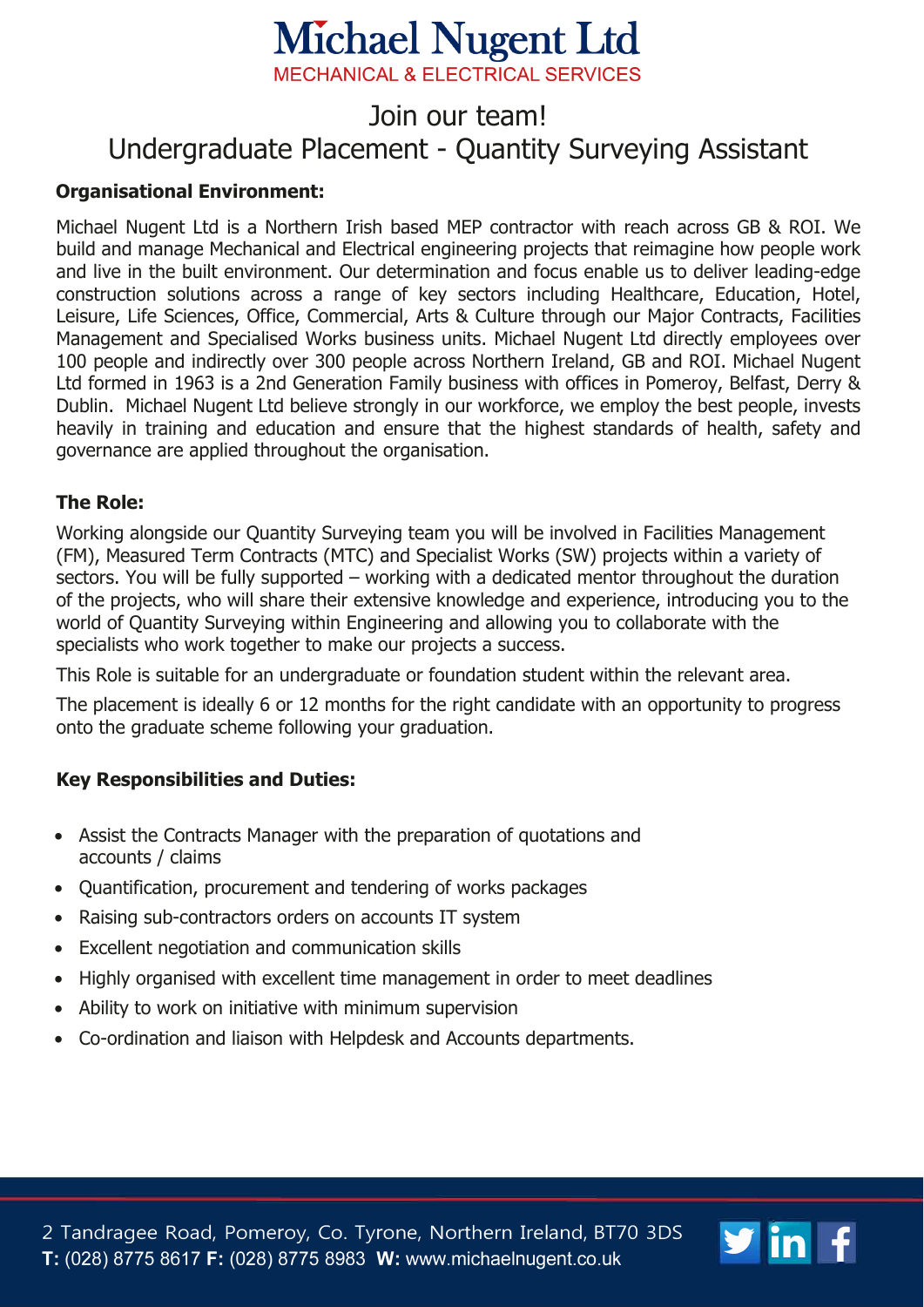# Michael Nugent Ltd

MECHANICAL & ELECTRICAL SERVICES

## Join our team!

## Undergraduate Placement - Quantity Surveying Assistant

### Organisational Environment:

Michael Nugent Ltd is a Northern Irish based MEP contractor with reach across GB & ROI. We build and manage Mechanical and Electrical engineering projects that reimagine how people work and live in the built environment. Our determination and focus enable us to deliver leading-edge construction solutions across a range of key sectors including Healthcare, Education, Hotel, Leisure, Life Sciences, Office, Commercial, Arts & Culture through our Major Contracts, Facilities Management and Specialised Works business units. Michael Nugent Ltd directly employees over 100 people and indirectly over 300 people across Northern Ireland, GB and ROI. Michael Nugent Ltd formed in 1963 is a 2nd Generation Family business with offices in Pomeroy, Belfast, Derry & Dublin. Michael Nugent Ltd believe strongly in our workforce, we employ the best people, invests heavily in training and education and ensure that the highest standards of health, safety and governance are applied throughout the organisation.

### The Role:

Working alongside our Quantity Surveying team you will be involved in Facilities Management (FM), Measured Term Contracts (MTC) and Specialist Works (SW) projects within a variety of sectors. You will be fully supported – working with a dedicated mentor throughout the duration of the projects, who will share their extensive knowledge and experience, introducing you to the world of Quantity Surveying within Engineering and allowing you to collaborate with the specialists who work together to make our projects a success.

This Role is suitable for an undergraduate or foundation student within the relevant area.

The placement is ideally 6 or 12 months for the right candidate with an opportunity to progress onto the graduate scheme following your graduation.

### Key Responsibilities and Duties:

- Assist the Contracts Manager with the preparation of quotations and accounts / claims
- Quantification, procurement and tendering of works packages
- Raising sub-contractors orders on accounts IT system
- Excellent negotiation and communication skills
- Highly organised with excellent time management in order to meet deadlines
- Ability to work on initiative with minimum supervision
- Co-ordination and liaison with Helpdesk and Accounts departments.

2 Tandragee Road, Pomeroy, Co. Tyrone, Northern Ireland, BT70 3DS
**T:** (028) 8775 8617 **F:** (028) 8775 8983 **W:** www.michaelnugent.co.uk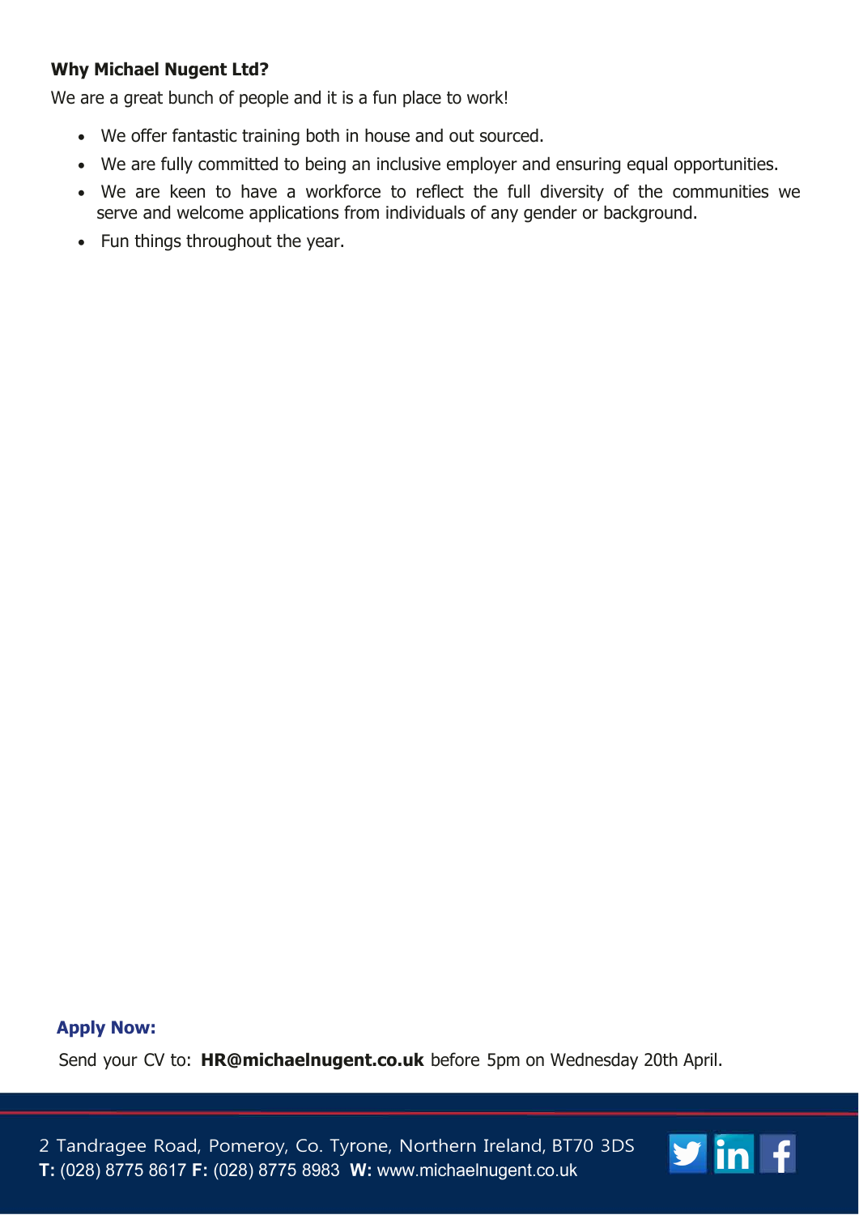**Why Michael Nugent Ltd?**

We are a great bunch of people and it is a fun place to work!

- We offer fantastic training both in house and out sourced.
- We are fully committed to being an inclusive employer and ensuring equal opportunities.
- We are keen to have a workforce to reflect the full diversity of the communities we serve and welcome applications from individuals of any gender or background.
- Fun things throughout the year.

**Apply Now:**

Send your CV to: **HR@michaelnugent.co.uk** before 5pm on Wednesday 20th April.

2 Tandragee Road, Pomeroy, Co. Tyrone, Northern Ireland, BT70 3DS
**T:** (028) 8775 8617 **F:** (028) 8775 8983 **W:** www.michaelnugent.co.uk